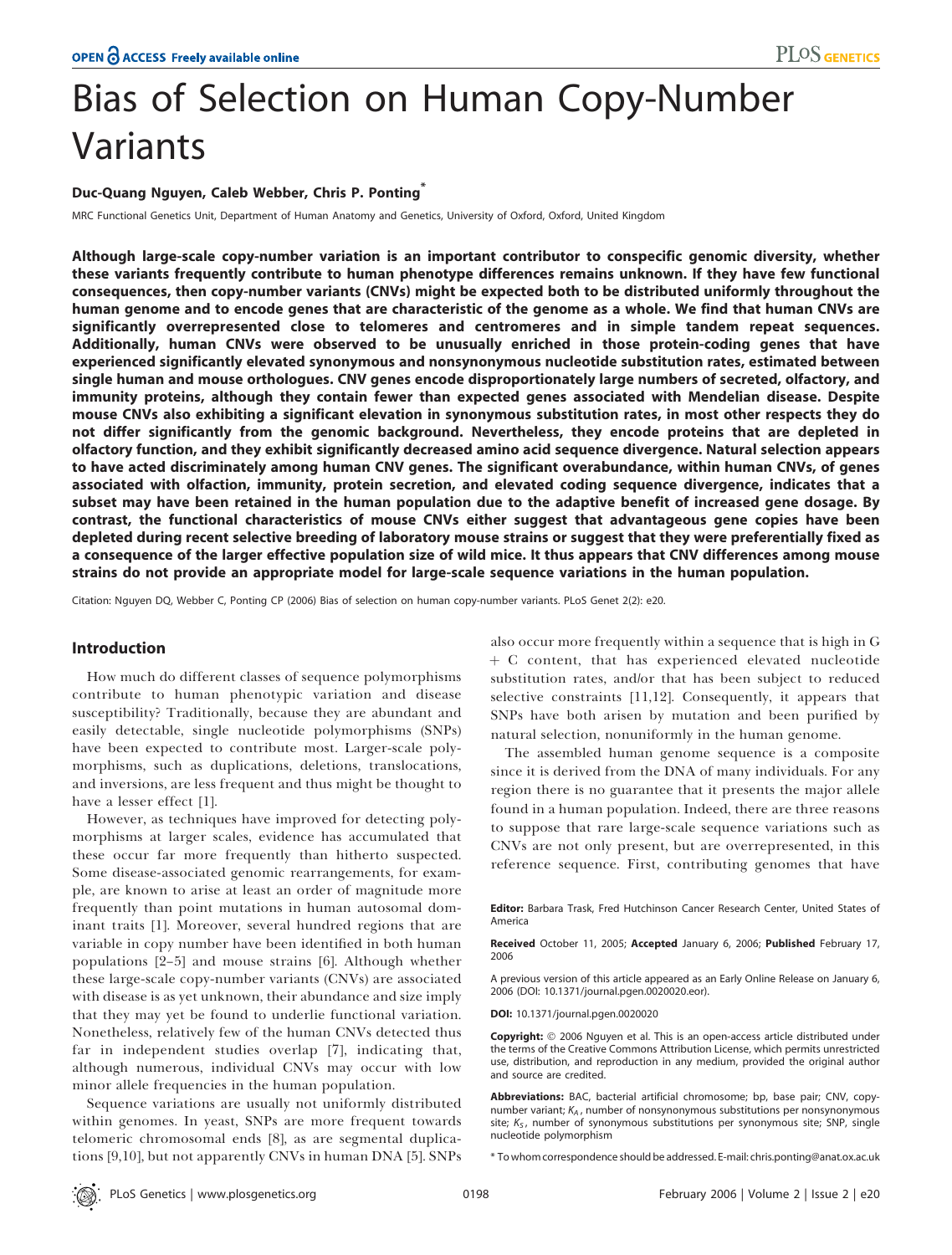# Bias of Selection on Human Copy-Number Variants

**Duc-Quang Nguyen, Caleb Webber, Chris P. Ponting***

MRC Functional Genetics Unit, Department of Human Anatomy and Genetics, University of Oxford, Oxford, United Kingdom

**Although large-scale copy-number variation is an important contributor to conspecific genomic diversity, whether these variants frequently contribute to human phenotype differences remains unknown. If they have few functional consequences, then copy-number variants (CNVs) might be expected both to be distributed uniformly throughout the human genome and to encode genes that are characteristic of the genome as a whole. We find that human CNVs are significantly overrepresented close to telomeres and centromeres and in simple tandem repeat sequences. Additionally, human CNVs were observed to be unusually enriched in those protein-coding genes that have experienced significantly elevated synonymous and nonsynonymous nucleotide substitution rates, estimated between single human and mouse orthologues. CNV genes encode disproportionately large numbers of secreted, olfactory, and immunity proteins, although they contain fewer than expected genes associated with Mendelian disease. Despite mouse CNVs also exhibiting a significant elevation in synonymous substitution rates, in most other respects they do not differ significantly from the genomic background. Nevertheless, they encode proteins that are depleted in olfactory function, and they exhibit significantly decreased amino acid sequence divergence. Natural selection appears to have acted discriminately among human CNV genes. The significant overabundance, within human CNVs, of genes associated with olfaction, immunity, protein secretion, and elevated coding sequence divergence, indicates that a subset may have been retained in the human population due to the adaptive benefit of increased gene dosage. By contrast, the functional characteristics of mouse CNVs either suggest that advantageous gene copies have been depleted during recent selective breeding of laboratory mouse strains or suggest that they were preferentially fixed as a consequence of the larger effective population size of wild mice. It thus appears that CNV differences among mouse strains do not provide an appropriate model for large-scale sequence variations in the human population.**

Citation: Nguyen DQ, Webber C, Ponting CP (2006) Bias of selection on human copy-number variants. PLoS Genet 2(2): e20.

## Introduction

How much do different classes of sequence polymorphisms contribute to human phenotypic variation and disease susceptibility? Traditionally, because they are abundant and easily detectable, single nucleotide polymorphisms (SNPs) have been expected to contribute most. Larger-scale polymorphisms, such as duplications, deletions, translocations, and inversions, are less frequent and thus might be thought to have a lesser effect [1].

However, as techniques have improved for detecting polymorphisms at larger scales, evidence has accumulated that these occur far more frequently than hitherto suspected. Some disease-associated genomic rearrangements, for example, are known to arise at least an order of magnitude more frequently than point mutations in human autosomal dominant traits [1]. Moreover, several hundred regions that are variable in copy number have been identified in both human populations [2–5] and mouse strains [6]. Although whether these large-scale copy-number variants (CNVs) are associated with disease is as yet unknown, their abundance and size imply that they may yet be found to underlie functional variation. Nonetheless, relatively few of the human CNVs detected thus far in independent studies overlap [7], indicating that, although numerous, individual CNVs may occur with low minor allele frequencies in the human population.

Sequence variations are usually not uniformly distributed within genomes. In yeast, SNPs are more frequent towards telomeric chromosomal ends [8], as are segmental duplications [9,10], but not apparently CNVs in human DNA [5]. SNPs also occur more frequently within a sequence that is high in G + C content, that has experienced elevated nucleotide substitution rates, and/or that has been subject to reduced selective constraints [11,12]. Consequently, it appears that SNPs have both arisen by mutation and been purified by natural selection, nonuniformly in the human genome.

The assembled human genome sequence is a composite since it is derived from the DNA of many individuals. For any region there is no guarantee that it presents the major allele found in a human population. Indeed, there are three reasons to suppose that rare large-scale sequence variations such as CNVs are not only present, but are overrepresented, in this reference sequence. First, contributing genomes that have

**Editor:** Barbara Trask, Fred Hutchinson Cancer Research Center, United States of America

**Received** October 11, 2005; **Accepted** January 6, 2006; **Published** February 17, 2006

A previous version of this article appeared as an Early Online Release on January 6, 2006 (DOI: 10.1371/journal.pgen.0020020.eor).

**DOI:** 10.1371/journal.pgen.0020020

**Copyright:** © 2006 Nguyen et al. This is an open-access article distributed under the terms of the Creative Commons Attribution License, which permits unrestricted use, distribution, and reproduction in any medium, provided the original author and source are credited.

**Abbreviations:** BAC, bacterial artificial chromosome; bp, base pair; CNV, copy-number variant; $K_A$, number of nonsynonymous substitutions per nonsynonymous site; $K_S$, number of synonymous substitutions per synonymous site; SNP, single nucleotide polymorphism

* To whom correspondence should be addressed. E-mail: chris.ponting@anat.ox.ac.uk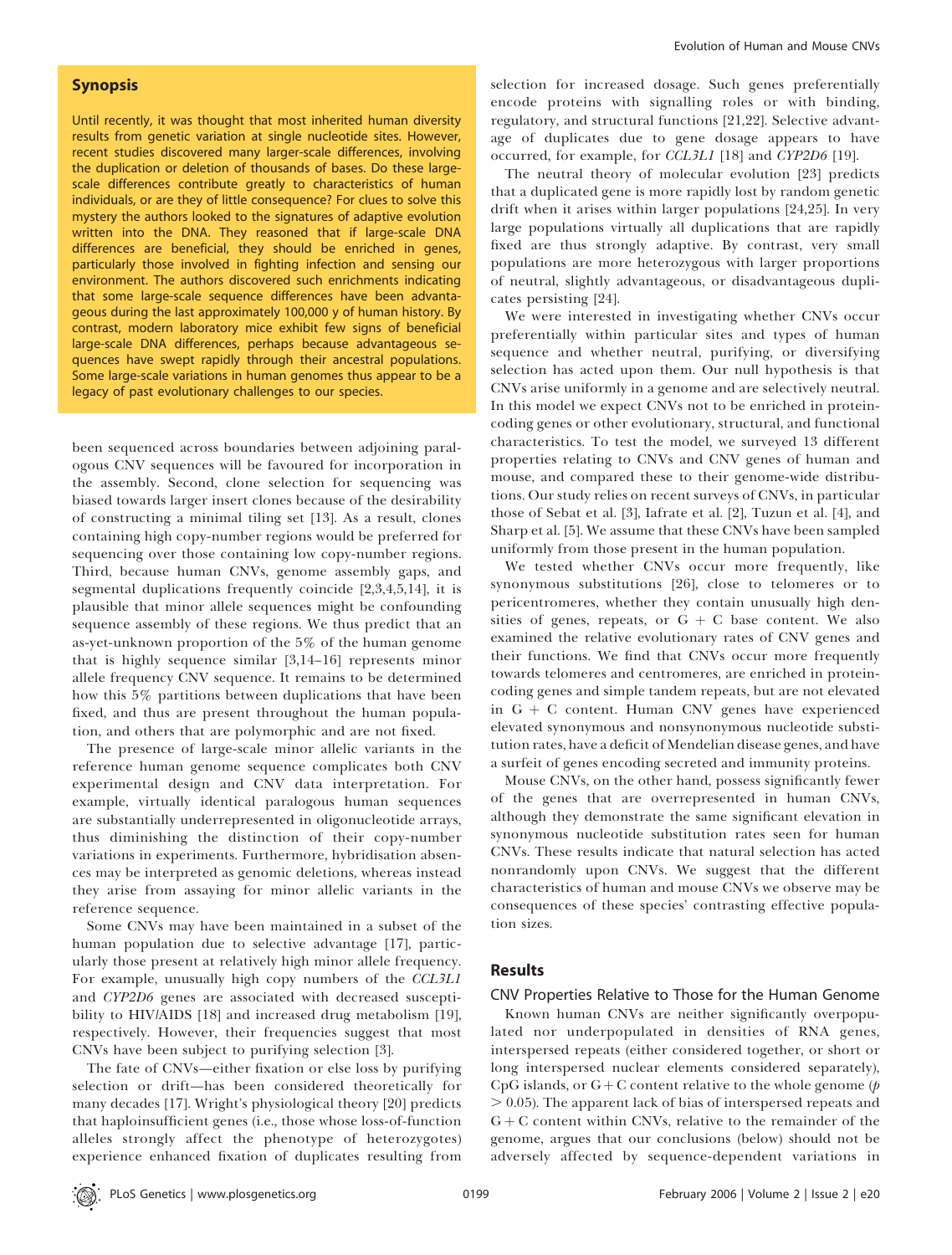## Synopsis

Until recently, it was thought that most inherited human diversity results from genetic variation at single nucleotide sites. However, recent studies discovered many larger-scale differences, involving the duplication or deletion of thousands of bases. Do these large-scale differences contribute greatly to characteristics of human individuals, or are they of little consequence? For clues to solve this mystery the authors looked to the signatures of adaptive evolution written into the DNA. They reasoned that if large-scale DNA differences are beneficial, they should be enriched in genes, particularly those involved in fighting infection and sensing our environment. The authors discovered such enrichments indicating that some large-scale sequence differences have been advantageous during the last approximately 100,000 y of human history. By contrast, modern laboratory mice exhibit few signs of beneficial large-scale DNA differences, perhaps because advantageous sequences have swept rapidly through their ancestral populations. Some large-scale variations in human genomes thus appear to be a legacy of past evolutionary challenges to our species.

been sequenced across boundaries between adjoining paralogous CNV sequences will be favoured for incorporation in the assembly. Second, clone selection for sequencing was biased towards larger insert clones because of the desirability of constructing a minimal tiling set [13]. As a result, clones containing high copy-number regions would be preferred for sequencing over those containing low copy-number regions. Third, because human CNVs, genome assembly gaps, and segmental duplications frequently coincide [2,3,4,5,14], it is plausible that minor allele sequences might be confounding sequence assembly of these regions. We thus predict that an as-yet-unknown proportion of the 5% of the human genome that is highly sequence similar [3,14–16] represents minor allele frequency CNV sequence. It remains to be determined how this 5% partitions between duplications that have been fixed, and thus are present throughout the human population, and others that are polymorphic and are not fixed.

The presence of large-scale minor allelic variants in the reference human genome sequence complicates both CNV experimental design and CNV data interpretation. For example, virtually identical paralogous human sequences are substantially underrepresented in oligonucleotide arrays, thus diminishing the distinction of their copy-number variations in experiments. Furthermore, hybridisation absences may be interpreted as genomic deletions, whereas instead they arise from assaying for minor allelic variants in the reference sequence.

Some CNVs may have been maintained in a subset of the human population due to selective advantage [17], particularly those present at relatively high minor allele frequency. For example, unusually high copy numbers of the *CCL3L1* and *CYP2D6* genes are associated with decreased susceptibility to HIV/AIDS [18] and increased drug metabolism [19], respectively. However, their frequencies suggest that most CNVs have been subject to purifying selection [3].

The fate of CNVs—either fixation or else loss by purifying selection or drift—has been considered theoretically for many decades [17]. Wright's physiological theory [20] predicts that haploinsufficient genes (i.e., those whose loss-of-function alleles strongly affect the phenotype of heterozygotes) experience enhanced fixation of duplicates resulting from selection for increased dosage. Such genes preferentially encode proteins with signalling roles or with binding, regulatory, and structural functions [21,22]. Selective advantage of duplicates due to gene dosage appears to have occurred, for example, for *CCL3L1* [18] and *CYP2D6* [19].

The neutral theory of molecular evolution [23] predicts that a duplicated gene is more rapidly lost by random genetic drift when it arises within larger populations [24,25]. In very large populations virtually all duplications that are rapidly fixed are thus strongly adaptive. By contrast, very small populations are more heterozygous with larger proportions of neutral, slightly advantageous, or disadvantageous duplicates persisting [24].

We were interested in investigating whether CNVs occur preferentially within particular sites and types of human sequence and whether neutral, purifying, or diversifying selection has acted upon them. Our null hypothesis is that CNVs arise uniformly in a genome and are selectively neutral. In this model we expect CNVs not to be enriched in protein-coding genes or other evolutionary, structural, and functional characteristics. To test the model, we surveyed 13 different properties relating to CNVs and CNV genes of human and mouse, and compared these to their genome-wide distributions. Our study relies on recent surveys of CNVs, in particular those of Sebat et al. [3], Iafrate et al. [2], Tuzun et al. [4], and Sharp et al. [5]. We assume that these CNVs have been sampled uniformly from those present in the human population.

We tested whether CNVs occur more frequently, like synonymous substitutions [26], close to telomeres or to pericentromeres, whether they contain unusually high densities of genes, repeats, or G + C base content. We also examined the relative evolutionary rates of CNV genes and their functions. We find that CNVs occur more frequently towards telomeres and centromeres, are enriched in protein-coding genes and simple tandem repeats, but are not elevated in G + C content. Human CNV genes have experienced elevated synonymous and nonsynonymous nucleotide substitution rates, have a deficit of Mendelian disease genes, and have a surfeit of genes encoding secreted and immunity proteins.

Mouse CNVs, on the other hand, possess significantly fewer of the genes that are overrepresented in human CNVs, although they demonstrate the same significant elevation in synonymous nucleotide substitution rates seen for human CNVs. These results indicate that natural selection has acted nonrandomly upon CNVs. We suggest that the different characteristics of human and mouse CNVs we observe may be consequences of these species' contrasting effective population sizes.

## Results

### CNV Properties Relative to Those for the Human Genome

Known human CNVs are neither significantly overpopulated nor underpopulated in densities of RNA genes, interspersed repeats (either considered together, or short or long interspersed nuclear elements considered separately), CpG islands, or G + C content relative to the whole genome ($p > 0.05$). The apparent lack of bias of interspersed repeats and G + C content within CNVs, relative to the remainder of the genome, argues that our conclusions (below) should not be adversely affected by sequence-dependent variations in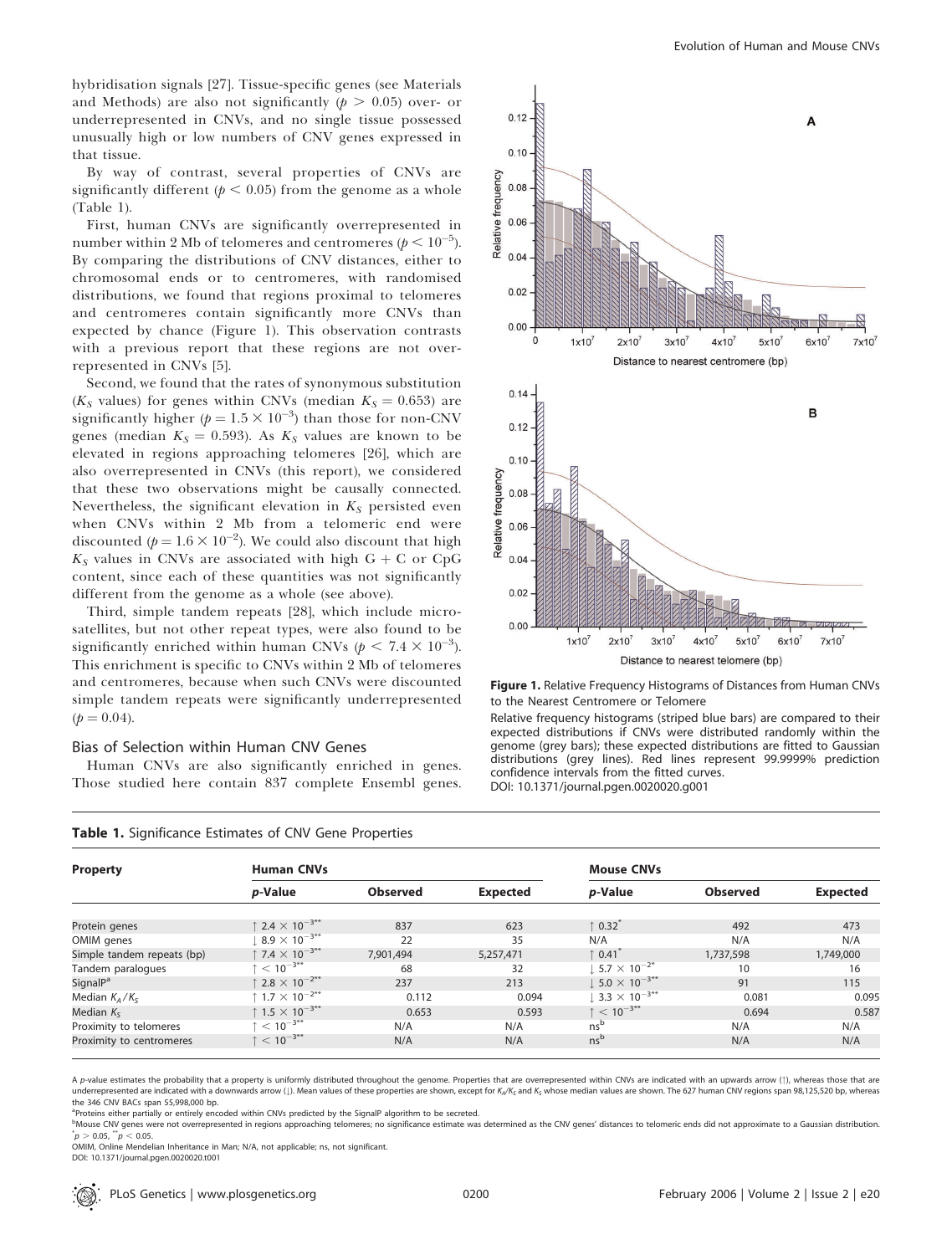hybridisation signals [27]. Tissue-specific genes (see Materials and Methods) are also not significantly ($p > 0.05$) over- or underrepresented in CNVs, and no single tissue possessed unusually high or low numbers of CNV genes expressed in that tissue.

By way of contrast, several properties of CNVs are significantly different ($p < 0.05$) from the genome as a whole (Table 1).

First, human CNVs are significantly overrepresented in number within 2 Mb of telomeres and centromeres ($p < 10^{-5}$). By comparing the distributions of CNV distances, either to chromosomal ends or to centromeres, with randomised distributions, we found that regions proximal to telomeres and centromeres contain significantly more CNVs than expected by chance (Figure 1). This observation contrasts with a previous report that these regions are not overrepresented in CNVs [5].

Second, we found that the rates of synonymous substitution ($K_S$ values) for genes within CNVs (median $K_S = 0.653$) are significantly higher ($p = 1.5 \times 10^{-3}$) than those for non-CNV genes (median $K_S = 0.593$). As $K_S$ values are known to be elevated in regions approaching telomeres [26], which are also overrepresented in CNVs (this report), we considered that these two observations might be causally connected. Nevertheless, the significant elevation in $K_S$ persisted even when CNVs within 2 Mb from a telomeric end were discounted ($p = 1.6 \times 10^{-2}$). We could also discount that high $K_S$ values in CNVs are associated with high G + C or CpG content, since each of these quantities was not significantly different from the genome as a whole (see above).

Third, simple tandem repeats [28], which include microsatellites, but not other repeat types, were also found to be significantly enriched within human CNVs ($p < 7.4 \times 10^{-3}$). This enrichment is specific to CNVs within 2 Mb of telomeres and centromeres, because when such CNVs were discounted simple tandem repeats were significantly underrepresented ($p = 0.04$).

## Bias of Selection within Human CNV Genes

Human CNVs are also significantly enriched in genes. Those studied here contain 837 complete Ensembl genes.

**Figure 1.** Relative Frequency Histograms of Distances from Human CNVs to the Nearest Centromere or Telomere

Relative frequency histograms (striped blue bars) are compared to their expected distributions if CNVs were distributed randomly within the genome (grey bars); these expected distributions are fitted to Gaussian distributions (grey lines). Red lines represent 99.9999% prediction confidence intervals from the fitted curves.
DOI: 10.1371/journal.pgen.0020020.g001

**Table 1.** Significance Estimates of CNV Gene Properties

| Property | Human CNVs | | | Mouse CNVs | | |
|---|---|---|---|---|---|---|
| | *p*-Value | Observed | Expected | *p*-Value | Observed | Expected |
| Protein genes | ↑ $2.4 \times 10^{-3**}$ | 837 | 623 | ↑ $0.32^{*}$ | 492 | 473 |
| OMIM genes | ↓ $8.9 \times 10^{-3**}$ | 22 | 35 | N/A | N/A | N/A |
| Simple tandem repeats (bp) | ↑ $7.4 \times 10^{-3**}$ | 7,901,494 | 5,257,471 | ↑ $0.41^{*}$ | 1,737,598 | 1,749,000 |
| Tandem paralogues | ↑ $< 10^{-3**}$ | 68 | 32 | ↓ $5.7 \times 10^{-2*}$ | 10 | 16 |
| SignalP[a] | ↑ $2.8 \times 10^{-2**}$ | 237 | 213 | ↓ $5.0 \times 10^{-3**}$ | 91 | 115 |
| Median $K_A/K_S$ | ↑ $1.7 \times 10^{-2**}$ | 0.112 | 0.094 | ↓ $3.3 \times 10^{-3**}$ | 0.081 | 0.095 |
| Median $K_S$ | ↑ $1.5 \times 10^{-3**}$ | 0.653 | 0.593 | ↑ $< 10^{-3**}$ | 0.694 | 0.587 |
| Proximity to telomeres | ↑ $< 10^{-3**}$ | N/A | N/A | ns[b] | N/A | N/A |
| Proximity to centromeres | ↑ $< 10^{-3**}$ | N/A | N/A | ns[b] | N/A | N/A |

A *p*-value estimates the probability that a property is uniformly distributed throughout the genome. Properties that are overrepresented within CNVs are indicated with an upwards arrow (↑), whereas those that are underrepresented are indicated with a downwards arrow (↓). Mean values of these properties are shown, except for $K_A/K_S$ and $K_S$ whose median values are shown. The 627 human CNV regions span 98,125,520 bp, whereas the 346 CNV BACs span 55,998,000 bp.

[a]Proteins either partially or entirely encoded within CNVs predicted by the SignalP algorithm to be secreted.

[b]Mouse CNV genes were not overrepresented in regions approaching telomeres; no significance estimate was determined as the CNV genes' distances to telomeric ends did not approximate to a Gaussian distribution.

$^{*}p > 0.05$, $^{**}p < 0.05$.

OMIM, Online Mendelian Inheritance in Man; N/A, not applicable; ns, not significant.

DOI: 10.1371/journal.pgen.0020020.t001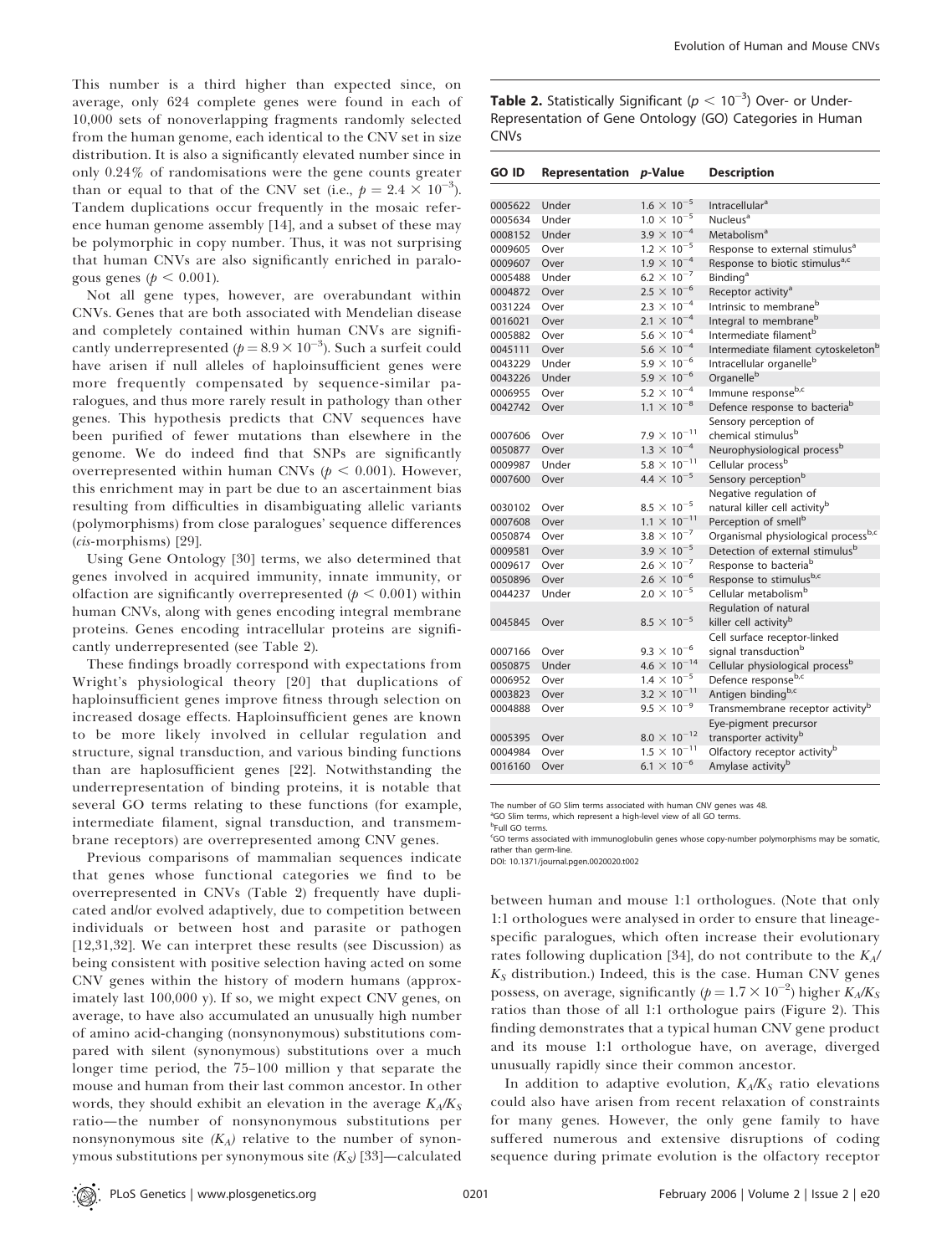This number is a third higher than expected since, on average, only 624 complete genes were found in each of 10,000 sets of nonoverlapping fragments randomly selected from the human genome, each identical to the CNV set in size distribution. It is also a significantly elevated number since in only 0.24% of randomisations were the gene counts greater than or equal to that of the CNV set (i.e., $p = 2.4 \times 10^{-3}$). Tandem duplications occur frequently in the mosaic reference human genome assembly [14], and a subset of these may be polymorphic in copy number. Thus, it was not surprising that human CNVs are also significantly enriched in paralogous genes ($p < 0.001$).

Not all gene types, however, are overabundant within CNVs. Genes that are both associated with Mendelian disease and completely contained within human CNVs are significantly underrepresented ($p = 8.9 \times 10^{-3}$). Such a surfeit could have arisen if null alleles of haploinsufficient genes were more frequently compensated by sequence-similar paralogues, and thus more rarely result in pathology than other genes. This hypothesis predicts that CNV sequences have been purified of fewer mutations than elsewhere in the genome. We do indeed find that SNPs are significantly overrepresented within human CNVs ($p < 0.001$). However, this enrichment may in part be due to an ascertainment bias resulting from difficulties in disambiguating allelic variants (polymorphisms) from close paralogues' sequence differences (*cis*-morphisms) [29].

Using Gene Ontology [30] terms, we also determined that genes involved in acquired immunity, innate immunity, or olfaction are significantly overrepresented ($p < 0.001$) within human CNVs, along with genes encoding integral membrane proteins. Genes encoding intracellular proteins are significantly underrepresented (see Table 2).

These findings broadly correspond with expectations from Wright's physiological theory [20] that duplications of haploinsufficient genes improve fitness through selection on increased dosage effects. Haploinsufficient genes are known to be more likely involved in cellular regulation and structure, signal transduction, and various binding functions than are haplosufficient genes [22]. Notwithstanding the underrepresentation of binding proteins, it is notable that several GO terms relating to these functions (for example, intermediate filament, signal transduction, and transmembrane receptors) are overrepresented among CNV genes.

Previous comparisons of mammalian sequences indicate that genes whose functional categories we find to be overrepresented in CNVs (Table 2) frequently have duplicated and/or evolved adaptively, due to competition between individuals or between host and parasite or pathogen [12,31,32]. We can interpret these results (see Discussion) as being consistent with positive selection having acted on some CNV genes within the history of modern humans (approximately last 100,000 y). If so, we might expect CNV genes, on average, to have also accumulated an unusually high number of amino acid-changing (nonsynonymous) substitutions compared with silent (synonymous) substitutions over a much longer time period, the 75–100 million y that separate the mouse and human from their last common ancestor. In other words, they should exhibit an elevation in the average $K_A/K_S$ ratio—the number of nonsynonymous substitutions per nonsynonymous site ($K_A$) relative to the number of synonymous substitutions per synonymous site ($K_S$) [33]—calculated between human and mouse 1:1 orthologues. (Note that only 1:1 orthologues were analysed in order to ensure that lineage-specific paralogues, which often increase their evolutionary rates following duplication [34], do not contribute to the $K_A/K_S$ distribution.) Indeed, this is the case. Human CNV genes possess, on average, significantly ($p = 1.7 \times 10^{-2}$) higher $K_A/K_S$ ratios than those of all 1:1 orthologue pairs (Figure 2). This finding demonstrates that a typical human CNV gene product and its mouse 1:1 orthologue have, on average, diverged unusually rapidly since their common ancestor.

In addition to adaptive evolution, $K_A/K_S$ ratio elevations could also have arisen from recent relaxation of constraints for many genes. However, the only gene family to have suffered numerous and extensive disruptions of coding sequence during primate evolution is the olfactory receptor

**Table 2.** Statistically Significant ($p < 10^{-3}$) Over- or Under-Representation of Gene Ontology (GO) Categories in Human CNVs

| GO ID | Representation | *p*-Value | Description |
|---|---|---|---|
| 0005622 | Under | $1.6 \times 10^{-5}$ | Intracellular[a] |
| 0005634 | Under | $1.0 \times 10^{-5}$ | Nucleus[a] |
| 0008152 | Under | $3.9 \times 10^{-4}$ | Metabolism[a] |
| 0009605 | Over | $1.2 \times 10^{-5}$ | Response to external stimulus[a] |
| 0009607 | Over | $1.9 \times 10^{-4}$ | Response to biotic stimulus[a,c] |
| 0005488 | Under | $6.2 \times 10^{-7}$ | Binding[a] |
| 0004872 | Over | $2.5 \times 10^{-6}$ | Receptor activity[a] |
| 0031224 | Over | $2.3 \times 10^{-4}$ | Intrinsic to membrane[b] |
| 0016021 | Over | $2.1 \times 10^{-4}$ | Integral to membrane[b] |
| 0005882 | Over | $5.6 \times 10^{-4}$ | Intermediate filament[b] |
| 0045111 | Over | $5.6 \times 10^{-4}$ | Intermediate filament cytoskeleton[b] |
| 0043229 | Under | $5.9 \times 10^{-6}$ | Intracellular organelle[b] |
| 0043226 | Under | $5.9 \times 10^{-6}$ | Organelle[b] |
| 0006955 | Over | $5.2 \times 10^{-4}$ | Immune response[b,c] |
| 0042742 | Over | $1.1 \times 10^{-8}$ | Defence response to bacteria[b] |
| 0007606 | Over | $7.9 \times 10^{-11}$ | Sensory perception of chemical stimulus[b] |
| 0050877 | Over | $1.3 \times 10^{-4}$ | Neurophysiological process[b] |
| 0009987 | Under | $5.8 \times 10^{-11}$ | Cellular process[b] |
| 0007600 | Over | $4.4 \times 10^{-5}$ | Sensory perception[b] |
| 0030102 | Over | $8.5 \times 10^{-5}$ | Negative regulation of natural killer cell activity[b] |
| 0007608 | Over | $1.1 \times 10^{-11}$ | Perception of smell[b] |
| 0050874 | Over | $3.8 \times 10^{-7}$ | Organismal physiological process[b,c] |
| 0009581 | Over | $3.9 \times 10^{-5}$ | Detection of external stimulus[b] |
| 0009617 | Over | $2.6 \times 10^{-7}$ | Response to bacteria[b] |
| 0050896 | Over | $2.6 \times 10^{-6}$ | Response to stimulus[b,c] |
| 0044237 | Under | $2.0 \times 10^{-5}$ | Cellular metabolism[b] |
| 0045845 | Over | $8.5 \times 10^{-5}$ | Regulation of natural killer cell activity[b] |
| 0007166 | Over | $9.3 \times 10^{-6}$ | Cell surface receptor-linked signal transduction[b] |
| 0050875 | Under | $4.6 \times 10^{-14}$ | Cellular physiological process[b] |
| 0006952 | Over | $1.4 \times 10^{-5}$ | Defence response[b,c] |
| 0003823 | Over | $3.2 \times 10^{-11}$ | Antigen binding[b,c] |
| 0004888 | Over | $9.5 \times 10^{-9}$ | Transmembrane receptor activity[b] |
| 0005395 | Over | $8.0 \times 10^{-12}$ | Eye-pigment precursor transporter activity[b] |
| 0004984 | Over | $1.5 \times 10^{-11}$ | Olfactory receptor activity[b] |
| 0016160 | Over | $6.1 \times 10^{-6}$ | Amylase activity[b] |

The number of GO Slim terms associated with human CNV genes was 48.

[a]GO Slim terms, which represent a high-level view of all GO terms.

[b]Full GO terms.

[c]GO terms associated with immunoglobulin genes whose copy-number polymorphisms may be somatic, rather than germ-line.

DOI: 10.1371/journal.pgen.0020020.t002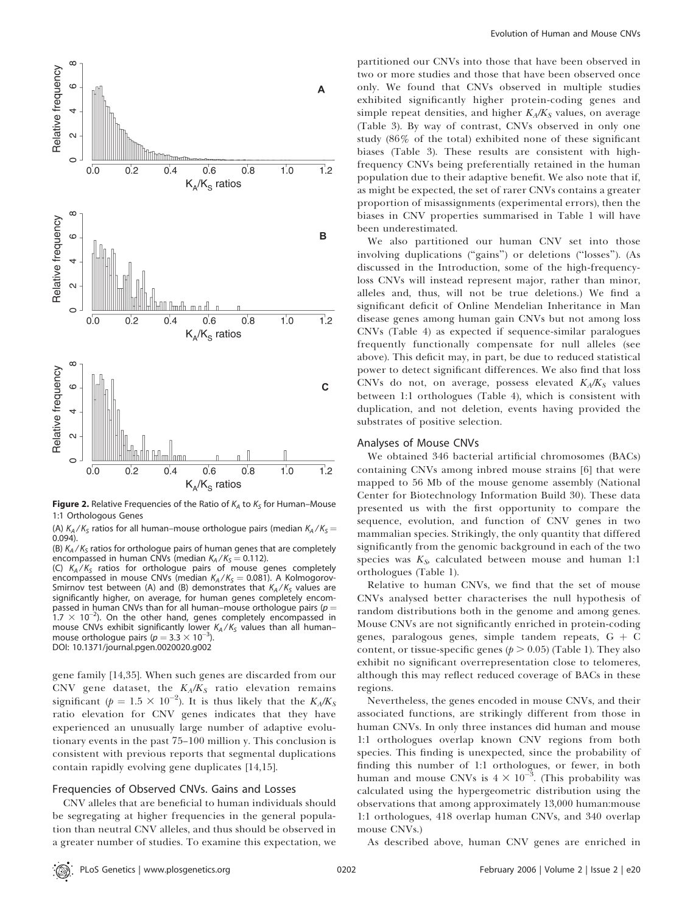**Figure 2.** Relative Frequencies of the Ratio of $K_A$ to $K_S$ for Human–Mouse 1:1 Orthologous Genes

(A) $K_A/K_S$ ratios for all human–mouse orthologue pairs (median $K_A/K_S$ = 0.094).

(B) $K_A/K_S$ ratios for orthologue pairs of human genes that are completely encompassed in human CNVs (median $K_A/K_S$ = 0.112).

(C) $K_A/K_S$ ratios for orthologue pairs of mouse genes completely encompassed in mouse CNVs (median $K_A/K_S$ = 0.081). A Kolmogorov-Smirnov test between (A) and (B) demonstrates that $K_A/K_S$ values are significantly higher, on average, for human genes completely encompassed in human CNVs than for all human–mouse orthologue pairs ($p = 1.7 \times 10^{-2}$). On the other hand, genes completely encompassed in mouse CNVs exhibit significantly lower $K_A/K_S$ values than all human–mouse orthologue pairs ($p = 3.3 \times 10^{-3}$).

DOI: 10.1371/journal.pgen.0020020.g002

gene family [14,35]. When such genes are discarded from our CNV gene dataset, the $K_A/K_S$ ratio elevation remains significant ($p = 1.5 \times 10^{-2}$). It is thus likely that the $K_A/K_S$ ratio elevation for CNV genes indicates that they have experienced an unusually large number of adaptive evolutionary events in the past 75–100 million y. This conclusion is consistent with previous reports that segmental duplications contain rapidly evolving gene duplicates [14,15].

## Frequencies of Observed CNVs. Gains and Losses

CNV alleles that are beneficial to human individuals should be segregating at higher frequencies in the general population than neutral CNV alleles, and thus should be observed in a greater number of studies. To examine this expectation, we partitioned our CNVs into those that have been observed in two or more studies and those that have been observed once only. We found that CNVs observed in multiple studies exhibited significantly higher protein-coding genes and simple repeat densities, and higher $K_A/K_S$ values, on average (Table 3). By way of contrast, CNVs observed in only one study (86% of the total) exhibited none of these significant biases (Table 3). These results are consistent with high-frequency CNVs being preferentially retained in the human population due to their adaptive benefit. We also note that if, as might be expected, the set of rarer CNVs contains a greater proportion of misassignments (experimental errors), then the biases in CNV properties summarised in Table 1 will have been underestimated.

We also partitioned our human CNV set into those involving duplications ("gains") or deletions ("losses"). (As discussed in the Introduction, some of the high-frequency-loss CNVs will instead represent major, rather than minor, alleles and, thus, will not be true deletions.) We find a significant deficit of Online Mendelian Inheritance in Man disease genes among human gain CNVs but not among loss CNVs (Table 4) as expected if sequence-similar paralogues frequently functionally compensate for null alleles (see above). This deficit may, in part, be due to reduced statistical power to detect significant differences. We also find that loss CNVs do not, on average, possess elevated $K_A/K_S$ values between 1:1 orthologues (Table 4), which is consistent with duplication, and not deletion, events having provided the substrates of positive selection.

## Analyses of Mouse CNVs

We obtained 346 bacterial artificial chromosomes (BACs) containing CNVs among inbred mouse strains [6] that were mapped to 56 Mb of the mouse genome assembly (National Center for Biotechnology Information Build 30). These data presented us with the first opportunity to compare the sequence, evolution, and function of CNV genes in two mammalian species. Strikingly, the only quantity that differed significantly from the genomic background in each of the two species was $K_S$, calculated between mouse and human 1:1 orthologues (Table 1).

Relative to human CNVs, we find that the set of mouse CNVs analysed better characterises the null hypothesis of random distributions both in the genome and among genes. Mouse CNVs are not significantly enriched in protein-coding genes, paralogous genes, simple tandem repeats, G + C content, or tissue-specific genes ($p > 0.05$) (Table 1). They also exhibit no significant overrepresentation close to telomeres, although this may reflect reduced coverage of BACs in these regions.

Nevertheless, the genes encoded in mouse CNVs, and their associated functions, are strikingly different from those in human CNVs. In only three instances did human and mouse 1:1 orthologues overlap known CNV regions from both species. This finding is unexpected, since the probability of finding this number of 1:1 orthologues, or fewer, in both human and mouse CNVs is $4 \times 10^{-3}$. (This probability was calculated using the hypergeometric distribution using the observations that among approximately 13,000 human:mouse 1:1 orthologues, 418 overlap human CNVs, and 340 overlap mouse CNVs.)

As described above, human CNV genes are enriched in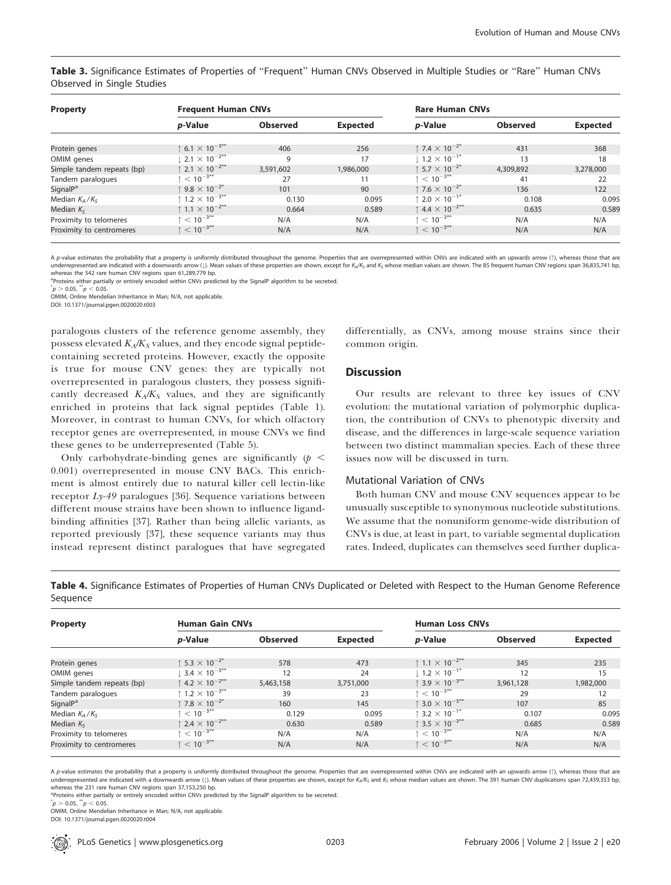**Table 3.** Significance Estimates of Properties of "Frequent" Human CNVs Observed in Multiple Studies or "Rare" Human CNVs Observed in Single Studies

| Property | Frequent Human CNVs | | | Rare Human CNVs | | |
|---|---|---|---|---|---|---|
| | *p*-Value | Observed | Expected | *p*-Value | Observed | Expected |
| Protein genes | ↑ $6.1 \times 10^{-3**}$ | 406 | 256 | ↑ $7.4 \times 10^{-2*}$ | 431 | 368 |
| OMIM genes | ↓ $2.1 \times 10^{-2**}$ | 9 | 17 | ↓ $1.2 \times 10^{-1*}$ | 13 | 18 |
| Simple tandem repeats (bp) | ↑ $2.1 \times 10^{-2**}$ | 3,591,602 | 1,986,000 | ↑ $5.7 \times 10^{-2*}$ | 4,309,892 | 3,278,000 |
| Tandem paralogues | ↑ $< 10^{-3**}$ | 27 | 11 | ↑ $< 10^{-3**}$ | 41 | 22 |
| SignalP[a] | ↑ $9.8 \times 10^{-2*}$ | 101 | 90 | ↑ $7.6 \times 10^{-2*}$ | 136 | 122 |
| Median $K_A/K_S$ | ↑ $1.2 \times 10^{-3**}$ | 0.130 | 0.095 | ↑ $2.0 \times 10^{-1*}$ | 0.108 | 0.095 |
| Median $K_S$ | ↑ $1.1 \times 10^{-2**}$ | 0.664 | 0.589 | ↑ $4.4 \times 10^{-2**}$ | 0.635 | 0.589 |
| Proximity to telomeres | ↑ $< 10^{-3**}$ | N/A | N/A | ↑ $< 10^{-3**}$ | N/A | N/A |
| Proximity to centromeres | ↑ $< 10^{-3**}$ | N/A | N/A | ↑ $< 10^{-3**}$ | N/A | N/A |

A *p*-value estimates the probability that a property is uniformly distributed throughout the genome. Properties that are overrepresented within CNVs are indicated with an upwards arrow (↑), whereas those that are underrepresented are indicated with a downwards arrow (↓). Mean values of these properties are shown, except for $K_A/K_S$ and $K_S$ whose median values are shown. The 85 frequent human CNV regions span 36,835,741 bp, whereas the 542 rare human CNV regions span 61,289,779 bp.

[a]Proteins either partially or entirely encoded within CNVs predicted by the SignalP algorithm to be secreted.

$^{*}p > 0.05$, $^{**}p < 0.05$.

OMIM, Online Mendelian Inheritance in Man; N/A, not applicable.

DOI: 10.1371/journal.pgen.0020020.t003

paralogous clusters of the reference genome assembly, they possess elevated $K_A/K_S$ values, and they encode signal peptide-containing secreted proteins. However, exactly the opposite is true for mouse CNV genes: they are typically not overrepresented in paralogous clusters, they possess significantly decreased $K_A/K_S$ values, and they are significantly enriched in proteins that lack signal peptides (Table 1). Moreover, in contrast to human CNVs, for which olfactory receptor genes are overrepresented, in mouse CNVs we find these genes to be underrepresented (Table 5).

Only carbohydrate-binding genes are significantly ($p <$ 0.001) overrepresented in mouse CNV BACs. This enrichment is almost entirely due to natural killer cell lectin-like receptor *Ly-49* paralogues [36]. Sequence variations between different mouse strains have been shown to influence ligand-binding affinities [37]. Rather than being allelic variants, as reported previously [37], these sequence variants may thus instead represent distinct paralogues that have segregated differentially, as CNVs, among mouse strains since their common origin.

## Discussion

Our results are relevant to three key issues of CNV evolution: the mutational variation of polymorphic duplication, the contribution of CNVs to phenotypic diversity and disease, and the differences in large-scale sequence variation between two distinct mammalian species. Each of these three issues now will be discussed in turn.

### Mutational Variation of CNVs

Both human CNV and mouse CNV sequences appear to be unusually susceptible to synonymous nucleotide substitutions. We assume that the nonuniform genome-wide distribution of CNVs is due, at least in part, to variable segmental duplication rates. Indeed, duplicates can themselves seed further duplica-

**Table 4.** Significance Estimates of Properties of Human CNVs Duplicated or Deleted with Respect to the Human Genome Reference Sequence

| Property | Human Gain CNVs | | | Human Loss CNVs | | |
|---|---|---|---|---|---|---|
| | *p*-Value | Observed | Expected | *p*-Value | Observed | Expected |
| Protein genes | ↑ $5.3 \times 10^{-2*}$ | 578 | 473 | ↑ $1.1 \times 10^{-2**}$ | 345 | 235 |
| OMIM genes | ↓ $3.4 \times 10^{-3**}$ | 12 | 24 | ↓ $1.2 \times 10^{-1*}$ | 12 | 15 |
| Simple tandem repeats (bp) | ↑ $4.2 \times 10^{-2**}$ | 5,463,158 | 3,751,000 | ↑ $3.9 \times 10^{-3**}$ | 3,961,128 | 1,982,000 |
| Tandem paralogues | ↑ $1.2 \times 10^{-3**}$ | 39 | 23 | ↑ $< 10^{-3**}$ | 29 | 12 |
| SignalP[a] | ↑ $7.8 \times 10^{-2*}$ | 160 | 145 | ↑ $3.0 \times 10^{-3**}$ | 107 | 85 |
| Median $K_A/K_S$ | ↑ $< 10^{-3**}$ | 0.129 | 0.095 | ↑ $3.2 \times 10^{-1*}$ | 0.107 | 0.095 |
| Median $K_S$ | ↑ $2.4 \times 10^{-2**}$ | 0.630 | 0.589 | ↑ $3.5 \times 10^{-3**}$ | 0.685 | 0.589 |
| Proximity to telomeres | ↑ $< 10^{-3**}$ | N/A | N/A | ↑ $< 10^{-3**}$ | N/A | N/A |
| Proximity to centromeres | ↑ $< 10^{-3**}$ | N/A | N/A | ↑ $< 10^{-3**}$ | N/A | N/A |

A *p*-value estimates the probability that a property is uniformly distributed throughout the genome. Properties that are overrepresented within CNVs are indicated with an upwards arrow (↑), whereas those that are underrepresented are indicated with a downwards arrow (↓). Mean values of these properties are shown, except for $K_A/K_S$ and $K_S$ whose median values are shown. The 391 human CNV duplications span 72,439,353 bp, whereas the 231 rare human CNV regions span 37,153,250 bp.

[a]Proteins either partially or entirely encoded within CNVs predicted by the SignalP algorithm to be secreted.

$^{*}p > 0.05$, $^{**}p < 0.05$.

OMIM, Online Mendelian Inheritance in Man; N/A, not applicable.

DOI: 10.1371/journal.pgen.0020020.t004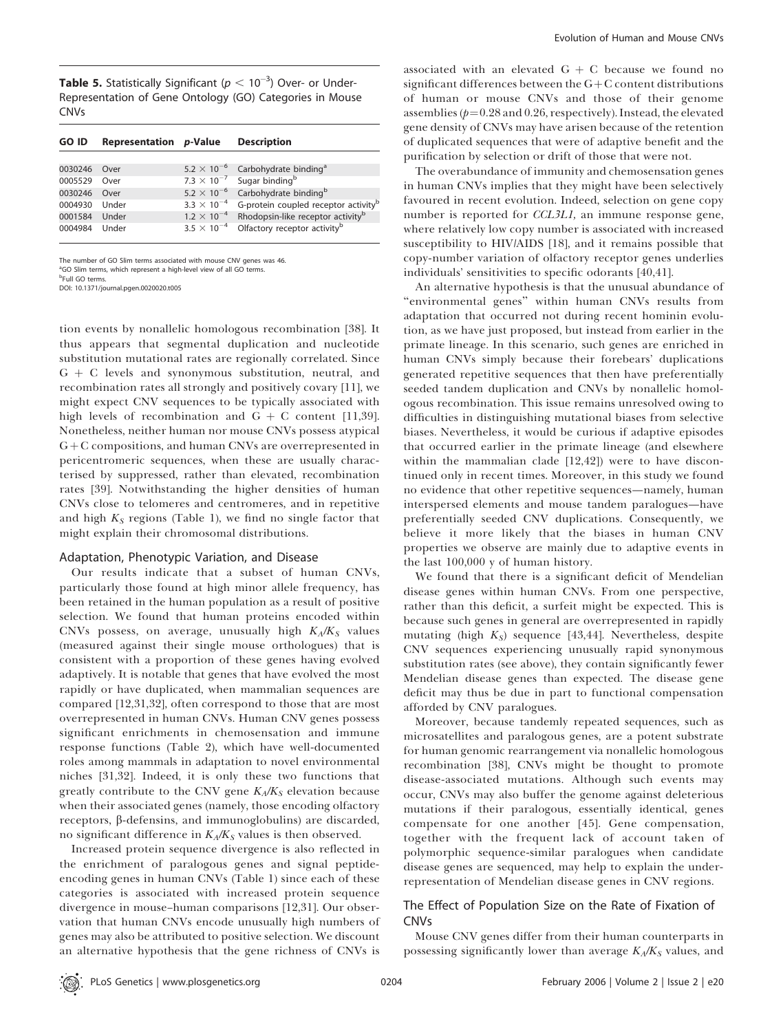**Table 5.** Statistically Significant ($p < 10^{-3}$) Over- or Under-Representation of Gene Ontology (GO) Categories in Mouse CNVs

| GO ID | Representation | p-Value | Description |
|---|---|---|---|
| 0030246 | Over | $5.2 \times 10^{-6}$ | Carbohydrate binding[a] |
| 0005529 | Over | $7.3 \times 10^{-7}$ | Sugar binding[b] |
| 0030246 | Over | $5.2 \times 10^{-6}$ | Carbohydrate binding[b] |
| 0004930 | Under | $3.3 \times 10^{-4}$ | G-protein coupled receptor activity[b] |
| 0001584 | Under | $1.2 \times 10^{-4}$ | Rhodopsin-like receptor activity[b] |
| 0004984 | Under | $3.5 \times 10^{-4}$ | Olfactory receptor activity[b] |

The number of GO Slim terms associated with mouse CNV genes was 46.
[a]GO Slim terms, which represent a high-level view of all GO terms.
[b]Full GO terms.
DOI: 10.1371/journal.pgen.0020020.t005

tion events by nonallelic homologous recombination [38]. It thus appears that segmental duplication and nucleotide substitution mutational rates are regionally correlated. Since G + C levels and synonymous substitution, neutral, and recombination rates all strongly and positively covary [11], we might expect CNV sequences to be typically associated with high levels of recombination and G + C content [11,39]. Nonetheless, neither human nor mouse CNVs possess atypical G+C compositions, and human CNVs are overrepresented in pericentromeric sequences, when these are usually characterised by suppressed, rather than elevated, recombination rates [39]. Notwithstanding the higher densities of human CNVs close to telomeres and centromeres, and in repetitive and high $K_S$ regions (Table 1), we find no single factor that might explain their chromosomal distributions.

### Adaptation, Phenotypic Variation, and Disease

Our results indicate that a subset of human CNVs, particularly those found at high minor allele frequency, has been retained in the human population as a result of positive selection. We found that human proteins encoded within CNVs possess, on average, unusually high $K_A/K_S$ values (measured against their single mouse orthologues) that is consistent with a proportion of these genes having evolved adaptively. It is notable that genes that have evolved the most rapidly or have duplicated, when mammalian sequences are compared [12,31,32], often correspond to those that are most overrepresented in human CNVs. Human CNV genes possess significant enrichments in chemosensation and immune response functions (Table 2), which have well-documented roles among mammals in adaptation to novel environmental niches [31,32]. Indeed, it is only these two functions that greatly contribute to the CNV gene $K_A/K_S$ elevation because when their associated genes (namely, those encoding olfactory receptors, β-defensins, and immunoglobulins) are discarded, no significant difference in $K_A/K_S$ values is then observed.

Increased protein sequence divergence is also reflected in the enrichment of paralogous genes and signal peptide-encoding genes in human CNVs (Table 1) since each of these categories is associated with increased protein sequence divergence in mouse–human comparisons [12,31]. Our observation that human CNVs encode unusually high numbers of genes may also be attributed to positive selection. We discount an alternative hypothesis that the gene richness of CNVs is associated with an elevated G + C because we found no significant differences between the G+C content distributions of human or mouse CNVs and those of their genome assemblies ($p = 0.28$ and 0.26, respectively). Instead, the elevated gene density of CNVs may have arisen because of the retention of duplicated sequences that were of adaptive benefit and the purification by selection or drift of those that were not.

The overabundance of immunity and chemosensation genes in human CNVs implies that they might have been selectively favoured in recent evolution. Indeed, selection on gene copy number is reported for *CCL3L1*, an immune response gene, where relatively low copy number is associated with increased susceptibility to HIV/AIDS [18], and it remains possible that copy-number variation of olfactory receptor genes underlies individuals' sensitivities to specific odorants [40,41].

An alternative hypothesis is that the unusual abundance of "environmental genes" within human CNVs results from adaptation that occurred not during recent hominin evolution, as we have just proposed, but instead from earlier in the primate lineage. In this scenario, such genes are enriched in human CNVs simply because their forebears' duplications generated repetitive sequences that then have preferentially seeded tandem duplication and CNVs by nonallelic homologous recombination. This issue remains unresolved owing to difficulties in distinguishing mutational biases from selective biases. Nevertheless, it would be curious if adaptive episodes that occurred earlier in the primate lineage (and elsewhere within the mammalian clade [12,42]) were to have discontinued only in recent times. Moreover, in this study we found no evidence that other repetitive sequences—namely, human interspersed elements and mouse tandem paralogues—have preferentially seeded CNV duplications. Consequently, we believe it more likely that the biases in human CNV properties we observe are mainly due to adaptive events in the last 100,000 y of human history.

We found that there is a significant deficit of Mendelian disease genes within human CNVs. From one perspective, rather than this deficit, a surfeit might be expected. This is because such genes in general are overrepresented in rapidly mutating (high $K_S$) sequence [43,44]. Nevertheless, despite CNV sequences experiencing unusually rapid synonymous substitution rates (see above), they contain significantly fewer Mendelian disease genes than expected. The disease gene deficit may thus be due in part to functional compensation afforded by CNV paralogues.

Moreover, because tandemly repeated sequences, such as microsatellites and paralogous genes, are a potent substrate for human genomic rearrangement via nonallelic homologous recombination [38], CNVs might be thought to promote disease-associated mutations. Although such events may occur, CNVs may also buffer the genome against deleterious mutations if their paralogous, essentially identical, genes compensate for one another [45]. Gene compensation, together with the frequent lack of account taken of polymorphic sequence-similar paralogues when candidate disease genes are sequenced, may help to explain the under-representation of Mendelian disease genes in CNV regions.

### The Effect of Population Size on the Rate of Fixation of CNVs

Mouse CNV genes differ from their human counterparts in possessing significantly lower than average $K_A/K_S$ values, and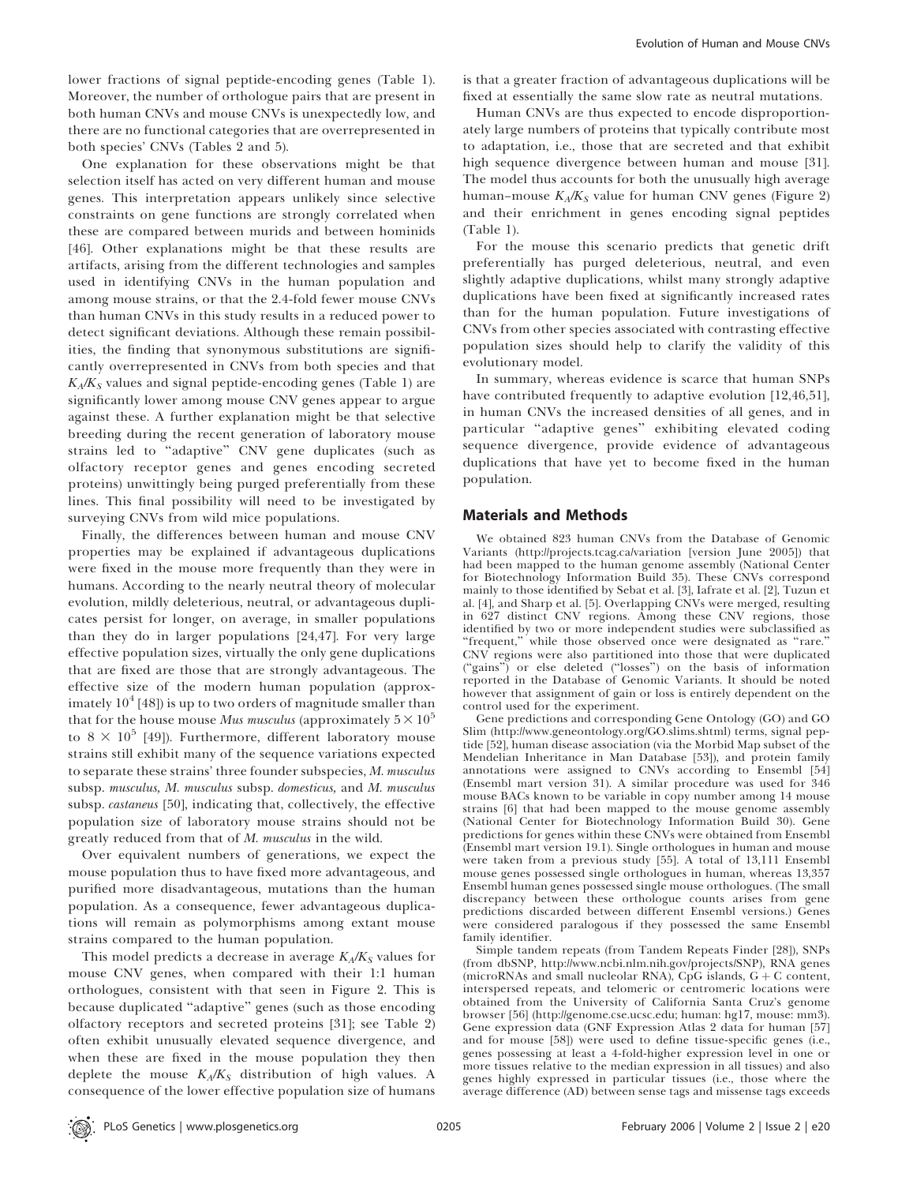lower fractions of signal peptide-encoding genes (Table 1). Moreover, the number of orthologue pairs that are present in both human CNVs and mouse CNVs is unexpectedly low, and there are no functional categories that are overrepresented in both species' CNVs (Tables 2 and 5).

One explanation for these observations might be that selection itself has acted on very different human and mouse genes. This interpretation appears unlikely since selective constraints on gene functions are strongly correlated when these are compared between murids and between hominids [46]. Other explanations might be that these results are artifacts, arising from the different technologies and samples used in identifying CNVs in the human population and among mouse strains, or that the 2.4-fold fewer mouse CNVs than human CNVs in this study results in a reduced power to detect significant deviations. Although these remain possibilities, the finding that synonymous substitutions are significantly overrepresented in CNVs from both species and that $K_A/K_S$ values and signal peptide-encoding genes (Table 1) are significantly lower among mouse CNV genes appear to argue against these. A further explanation might be that selective breeding during the recent generation of laboratory mouse strains led to "adaptive" CNV gene duplicates (such as olfactory receptor genes and genes encoding secreted proteins) unwittingly being purged preferentially from these lines. This final possibility will need to be investigated by surveying CNVs from wild mice populations.

Finally, the differences between human and mouse CNV properties may be explained if advantageous duplications were fixed in the mouse more frequently than they were in humans. According to the nearly neutral theory of molecular evolution, mildly deleterious, neutral, or advantageous duplicates persist for longer, on average, in smaller populations than they do in larger populations [24,47]. For very large effective population sizes, virtually the only gene duplications that are fixed are those that are strongly advantageous. The effective size of the modern human population (approximately $10^4$ [48]) is up to two orders of magnitude smaller than that for the house mouse *Mus musculus* (approximately $5 \times 10^5$ to $8 \times 10^5$ [49]). Furthermore, different laboratory mouse strains still exhibit many of the sequence variations expected to separate these strains' three founder subspecies, *M. musculus* subsp. *musculus, M. musculus* subsp. *domesticus,* and *M. musculus* subsp. *castaneus* [50], indicating that, collectively, the effective population size of laboratory mouse strains should not be greatly reduced from that of *M. musculus* in the wild.

Over equivalent numbers of generations, we expect the mouse population thus to have fixed more advantageous, and purified more disadvantageous, mutations than the human population. As a consequence, fewer advantageous duplications will remain as polymorphisms among extant mouse strains compared to the human population.

This model predicts a decrease in average $K_A/K_S$ values for mouse CNV genes, when compared with their 1:1 human orthologues, consistent with that seen in Figure 2. This is because duplicated "adaptive" genes (such as those encoding olfactory receptors and secreted proteins [31]; see Table 2) often exhibit unusually elevated sequence divergence, and when these are fixed in the mouse population they then deplete the mouse $K_A/K_S$ distribution of high values. A consequence of the lower effective population size of humans is that a greater fraction of advantageous duplications will be fixed at essentially the same slow rate as neutral mutations.

Human CNVs are thus expected to encode disproportionately large numbers of proteins that typically contribute most to adaptation, i.e., those that are secreted and that exhibit high sequence divergence between human and mouse [31]. The model thus accounts for both the unusually high average human–mouse $K_A/K_S$ value for human CNV genes (Figure 2) and their enrichment in genes encoding signal peptides (Table 1).

For the mouse this scenario predicts that genetic drift preferentially has purged deleterious, neutral, and even slightly adaptive duplications, whilst many strongly adaptive duplications have been fixed at significantly increased rates than for the human population. Future investigations of CNVs from other species associated with contrasting effective population sizes should help to clarify the validity of this evolutionary model.

In summary, whereas evidence is scarce that human SNPs have contributed frequently to adaptive evolution [12,46,51], in human CNVs the increased densities of all genes, and in particular "adaptive genes" exhibiting elevated coding sequence divergence, provide evidence of advantageous duplications that have yet to become fixed in the human population.

## Materials and Methods

We obtained 823 human CNVs from the Database of Genomic Variants (http://projects.tcag.ca/variation [version June 2005]) that had been mapped to the human genome assembly (National Center for Biotechnology Information Build 35). These CNVs correspond mainly to those identified by Sebat et al. [3], Iafrate et al. [2], Tuzun et al. [4], and Sharp et al. [5]. Overlapping CNVs were merged, resulting in 627 distinct CNV regions. Among these CNV regions, those identified by two or more independent studies were subclassified as "frequent," while those observed once were designated as "rare." CNV regions were also partitioned into those that were duplicated ("gains") or else deleted ("losses") on the basis of information reported in the Database of Genomic Variants. It should be noted however that assignment of gain or loss is entirely dependent on the control used for the experiment.

Gene predictions and corresponding Gene Ontology (GO) and GO Slim (http://www.geneontology.org/GO.slims.shtml) terms, signal peptide [52], human disease association (via the Morbid Map subset of the Mendelian Inheritance in Man Database [53]), and protein family annotations were assigned to CNVs according to Ensembl [54] (Ensembl mart version 31). A similar procedure was used for 346 mouse BACs known to be variable in copy number among 14 mouse strains [6] that had been mapped to the mouse genome assembly (National Center for Biotechnology Information Build 30). Gene predictions for genes within these CNVs were obtained from Ensembl (Ensembl mart version 19.1). Single orthologues in human and mouse were taken from a previous study [55]. A total of 13,111 Ensembl mouse genes possessed single orthologues in human, whereas 13,357 Ensembl human genes possessed single mouse orthologues. (The small discrepancy between these orthologue counts arises from gene predictions discarded between different Ensembl versions.) Genes were considered paralogous if they possessed the same Ensembl family identifier.

Simple tandem repeats (from Tandem Repeats Finder [28]), SNPs (from dbSNP, http://www.ncbi.nlm.nih.gov/projects/SNP), RNA genes (microRNAs and small nucleolar RNA), CpG islands, G + C content, interspersed repeats, and telomeric or centromeric locations were obtained from the University of California Santa Cruz's genome browser [56] (http://genome.cse.ucsc.edu; human: hg17, mouse: mm3). Gene expression data (GNF Expression Atlas 2 data for human [57] and for mouse [58]) were used to define tissue-specific genes (i.e., genes possessing at least a 4-fold-higher expression level in one or more tissues relative to the median expression in all tissues) and also genes highly expressed in particular tissues (i.e., those where the average difference (AD) between sense tags and missense tags exceeds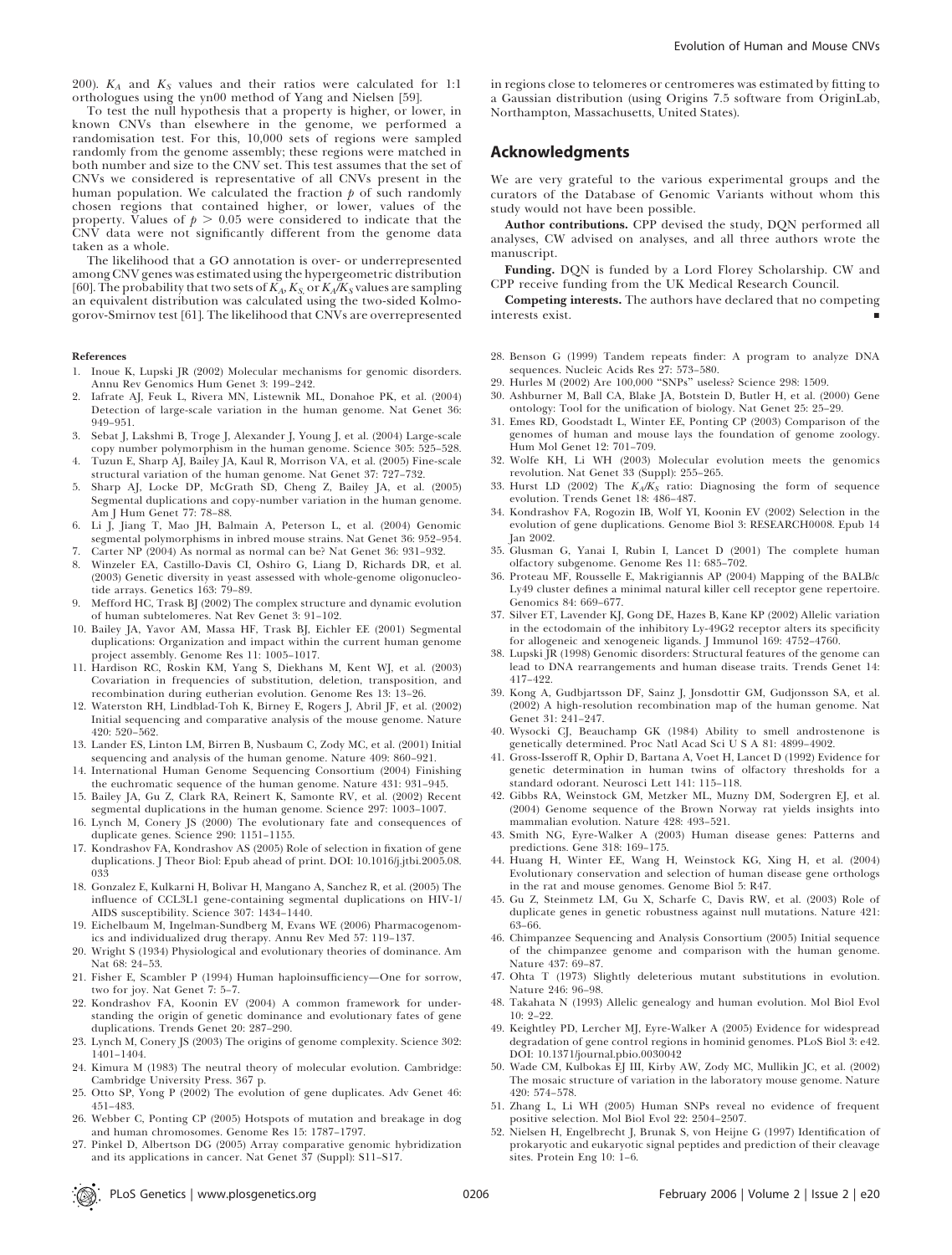200). $K_A$ and $K_S$ values and their ratios were calculated for 1:1 orthologues using the yn00 method of Yang and Nielsen [59].

To test the null hypothesis that a property is higher, or lower, in known CNVs than elsewhere in the genome, we performed a randomisation test. For this, 10,000 sets of regions were sampled randomly from the genome assembly; these regions were matched in both number and size to the CNV set. This test assumes that the set of CNVs we considered is representative of all CNVs present in the human population. We calculated the fraction $p$ of such randomly chosen regions that contained higher, or lower, values of the property. Values of $p > 0.05$ were considered to indicate that the CNV data were not significantly different from the genome data taken as a whole.

The likelihood that a GO annotation is over- or underrepresented among CNV genes was estimated using the hypergeometric distribution [60]. The probability that two sets of $K_A$, $K_S$, or $K_A/K_S$ values are sampling an equivalent distribution was calculated using the two-sided Kolmogorov-Smirnov test [61]. The likelihood that CNVs are overrepresented in regions close to telomeres or centromeres was estimated by fitting to a Gaussian distribution (using Origins 7.5 software from OriginLab, Northampton, Massachusetts, United States).

## Acknowledgments

We are very grateful to the various experimental groups and the curators of the Database of Genomic Variants without whom this study would not have been possible.

**Author contributions.** CPP devised the study, DQN performed all analyses, CW advised on analyses, and all three authors wrote the manuscript.

**Funding.** DQN is funded by a Lord Florey Scholarship. CW and CPP receive funding from the UK Medical Research Council.

**Competing interests.** The authors have declared that no competing interests exist.

#### References

1. Inoue K, Lupski JR (2002) Molecular mechanisms for genomic disorders. Annu Rev Genomics Hum Genet 3: 199–242.
2. Iafrate AJ, Feuk L, Rivera MN, Listewnik ML, Donahoe PK, et al. (2004) Detection of large-scale variation in the human genome. Nat Genet 36: 949–951.
3. Sebat J, Lakshmi B, Troge J, Alexander J, Young J, et al. (2004) Large-scale copy number polymorphism in the human genome. Science 305: 525–528.
4. Tuzun E, Sharp AJ, Bailey JA, Kaul R, Morrison VA, et al. (2005) Fine-scale structural variation of the human genome. Nat Genet 37: 727–732.
5. Sharp AJ, Locke DP, McGrath SD, Cheng Z, Bailey JA, et al. (2005) Segmental duplications and copy-number variation in the human genome. Am J Hum Genet 77: 78–88.
6. Li J, Jiang T, Mao JH, Balmain A, Peterson L, et al. (2004) Genomic segmental polymorphisms in inbred mouse strains. Nat Genet 36: 952–954.
7. Carter NP (2004) As normal as normal can be? Nat Genet 36: 931–932.
8. Winzeler EA, Castillo-Davis CI, Oshiro G, Liang D, Richards DR, et al. (2003) Genetic diversity in yeast assessed with whole-genome oligonucleotide arrays. Genetics 163: 79–89.
9. Mefford HC, Trask BJ (2002) The complex structure and dynamic evolution of human subtelomeres. Nat Rev Genet 3: 91–102.
10. Bailey JA, Yavor AM, Massa HF, Trask BJ, Eichler EE (2001) Segmental duplications: Organization and impact within the current human genome project assembly. Genome Res 11: 1005–1017.
11. Hardison RC, Roskin KM, Yang S, Diekhans M, Kent WJ, et al. (2003) Covariation in frequencies of substitution, deletion, transposition, and recombination during eutherian evolution. Genome Res 13: 13–26.
12. Waterston RH, Lindblad-Toh K, Birney E, Rogers J, Abril JF, et al. (2002) Initial sequencing and comparative analysis of the mouse genome. Nature 420: 520–562.
13. Lander ES, Linton LM, Birren B, Nusbaum C, Zody MC, et al. (2001) Initial sequencing and analysis of the human genome. Nature 409: 860–921.
14. International Human Genome Sequencing Consortium (2004) Finishing the euchromatic sequence of the human genome. Nature 431: 931–945.
15. Bailey JA, Gu Z, Clark RA, Reinert K, Samonte RV, et al. (2002) Recent segmental duplications in the human genome. Science 297: 1003–1007.
16. Lynch M, Conery JS (2000) The evolutionary fate and consequences of duplicate genes. Science 290: 1151–1155.
17. Kondrashov FA, Kondrashov AS (2005) Role of selection in fixation of gene duplications. J Theor Biol: Epub ahead of print. DOI: 10.1016/j.jtbi.2005.08.033
18. Gonzalez E, Kulkarni H, Bolivar H, Mangano A, Sanchez R, et al. (2005) The influence of CCL3L1 gene-containing segmental duplications on HIV-1/AIDS susceptibility. Science 307: 1434–1440.
19. Eichelbaum M, Ingelman-Sundberg M, Evans WE (2006) Pharmacogenomics and individualized drug therapy. Annu Rev Med 57: 119–137.
20. Wright S (1934) Physiological and evolutionary theories of dominance. Am Nat 68: 24–53.
21. Fisher E, Scambler P (1994) Human haploinsufficiency—One for sorrow, two for joy. Nat Genet 7: 5–7.
22. Kondrashov FA, Koonin EV (2004) A common framework for understanding the origin of genetic dominance and evolutionary fates of gene duplications. Trends Genet 20: 287–290.
23. Lynch M, Conery JS (2003) The origins of genome complexity. Science 302: 1401–1404.
24. Kimura M (1983) The neutral theory of molecular evolution. Cambridge: Cambridge University Press. 367 p.
25. Otto SP, Yong P (2002) The evolution of gene duplicates. Adv Genet 46: 451–483.
26. Webber C, Ponting CP (2005) Hotspots of mutation and breakage in dog and human chromosomes. Genome Res 15: 1787–1797.
27. Pinkel D, Albertson DG (2005) Array comparative genomic hybridization and its applications in cancer. Nat Genet 37 (Suppl): S11–S17.
28. Benson G (1999) Tandem repeats finder: A program to analyze DNA sequences. Nucleic Acids Res 27: 573–580.
29. Hurles M (2002) Are 100,000 "SNPs" useless? Science 298: 1509.
30. Ashburner M, Ball CA, Blake JA, Botstein D, Butler H, et al. (2000) Gene ontology: Tool for the unification of biology. Nat Genet 25: 25–29.
31. Emes RD, Goodstadt L, Winter EE, Ponting CP (2003) Comparison of the genomes of human and mouse lays the foundation of genome zoology. Hum Mol Genet 12: 701–709.
32. Wolfe KH, Li WH (2003) Molecular evolution meets the genomics revolution. Nat Genet 33 (Suppl): 255–265.
33. Hurst LD (2002) The $K_A/K_S$ ratio: Diagnosing the form of sequence evolution. Trends Genet 18: 486–487.
34. Kondrashov FA, Rogozin IB, Wolf YI, Koonin EV (2002) Selection in the evolution of gene duplications. Genome Biol 3: RESEARCH0008. Epub 14 Jan 2002.
35. Glusman G, Yanai I, Rubin I, Lancet D (2001) The complete human olfactory subgenome. Genome Res 11: 685–702.
36. Proteau MF, Rousselle E, Makrigiannis AP (2004) Mapping of the BALB/c Ly49 cluster defines a minimal natural killer cell receptor gene repertoire. Genomics 84: 669–677.
37. Silver ET, Lavender KJ, Gong DE, Hazes B, Kane KP (2002) Allelic variation in the ectodomain of the inhibitory Ly-49G2 receptor alters its specificity for allogeneic and xenogeneic ligands. J Immunol 169: 4752–4760.
38. Lupski JR (1998) Genomic disorders: Structural features of the genome can lead to DNA rearrangements and human disease traits. Trends Genet 14: 417–422.
39. Kong A, Gudbjartsson DF, Sainz J, Jonsdottir GM, Gudjonsson SA, et al. (2002) A high-resolution recombination map of the human genome. Nat Genet 31: 241–247.
40. Wysocki CJ, Beauchamp GK (1984) Ability to smell androstenone is genetically determined. Proc Natl Acad Sci U S A 81: 4899–4902.
41. Gross-Isseroff R, Ophir D, Bartana A, Voet H, Lancet D (1992) Evidence for genetic determination in human twins of olfactory thresholds for a standard odorant. Neurosci Lett 141: 115–118.
42. Gibbs RA, Weinstock GM, Metzker ML, Muzny DM, Sodergren EJ, et al. (2004) Genome sequence of the Brown Norway rat yields insights into mammalian evolution. Nature 428: 493–521.
43. Smith NG, Eyre-Walker A (2003) Human disease genes: Patterns and predictions. Gene 318: 169–175.
44. Huang H, Winter EE, Wang H, Weinstock KG, Xing H, et al. (2004) Evolutionary conservation and selection of human disease gene orthologs in the rat and mouse genomes. Genome Biol 5: R47.
45. Gu Z, Steinmetz LM, Gu X, Scharfe C, Davis RW, et al. (2003) Role of duplicate genes in genetic robustness against null mutations. Nature 421: 63–66.
46. Chimpanzee Sequencing and Analysis Consortium (2005) Initial sequence of the chimpanzee genome and comparison with the human genome. Nature 437: 69–87.
47. Ohta T (1973) Slightly deleterious mutant substitutions in evolution. Nature 246: 96–98.
48. Takahata N (1993) Allelic genealogy and human evolution. Mol Biol Evol 10: 2–22.
49. Keightley PD, Lercher MJ, Eyre-Walker A (2005) Evidence for widespread degradation of gene control regions in hominid genomes. PLoS Biol 3: e42. DOI: 10.1371/journal.pbio.0030042
50. Wade CM, Kulbokas EJ III, Kirby AW, Zody MC, Mullikin JC, et al. (2002) The mosaic structure of variation in the laboratory mouse genome. Nature 420: 574–578.
51. Zhang L, Li WH (2005) Human SNPs reveal no evidence of frequent positive selection. Mol Biol Evol 22: 2504–2507.
52. Nielsen H, Engelbrecht J, Brunak S, von Heijne G (1997) Identification of prokaryotic and eukaryotic signal peptides and prediction of their cleavage sites. Protein Eng 10: 1–6.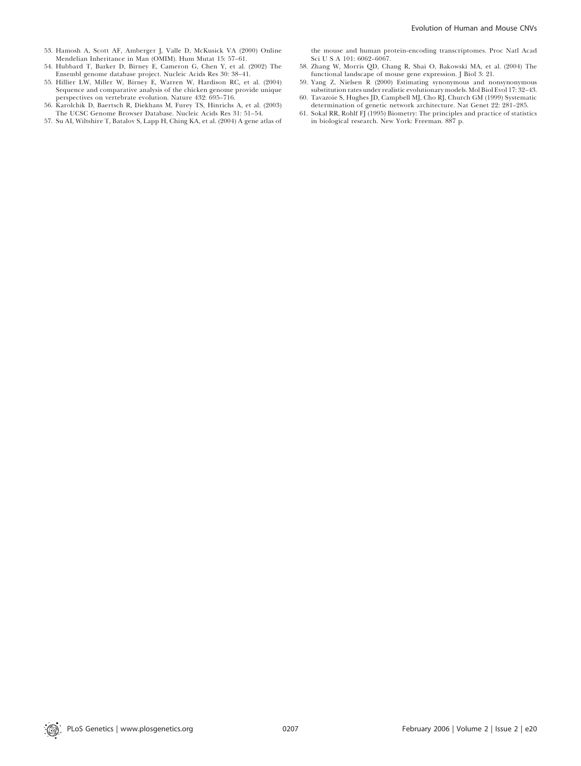53. Hamosh A, Scott AF, Amberger J, Valle D, McKusick VA (2000) Online Mendelian Inheritance in Man (OMIM). Hum Mutat 15: 57–61.
54. Hubbard T, Barker D, Birney E, Cameron G, Chen Y, et al. (2002) The Ensembl genome database project. Nucleic Acids Res 30: 38–41.
55. Hillier LW, Miller W, Birney E, Warren W, Hardison RC, et al. (2004) Sequence and comparative analysis of the chicken genome provide unique perspectives on vertebrate evolution. Nature 432: 695–716.
56. Karolchik D, Baertsch R, Diekhans M, Furey TS, Hinrichs A, et al. (2003) The UCSC Genome Browser Database. Nucleic Acids Res 31: 51–54.
57. Su AI, Wiltshire T, Batalov S, Lapp H, Ching KA, et al. (2004) A gene atlas of the mouse and human protein-encoding transcriptomes. Proc Natl Acad Sci U S A 101: 6062–6067.
58. Zhang W, Morris QD, Chang R, Shai O, Bakowski MA, et al. (2004) The functional landscape of mouse gene expression. J Biol 3: 21.
59. Yang Z, Nielsen R (2000) Estimating synonymous and nonsynonymous substitution rates under realistic evolutionary models. Mol Biol Evol 17: 32–43.
60. Tavazoie S, Hughes JD, Campbell MJ, Cho RJ, Church GM (1999) Systematic determination of genetic network architecture. Nat Genet 22: 281–285.
61. Sokal RR, Rohlf FJ (1995) Biometry: The principles and practice of statistics in biological research. New York: Freeman. 887 p.